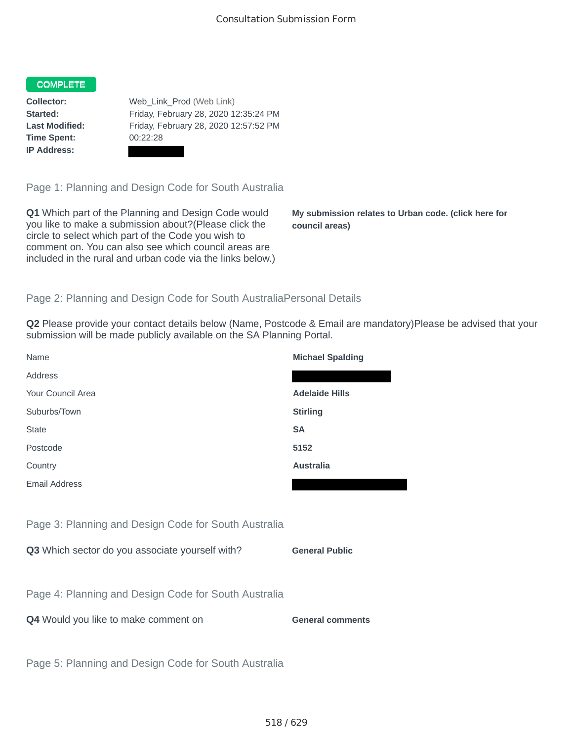Consultation Submission Form

**COMPLETE**

**Collector:** Web_Link_Prod (Web Link)
**Started:** Friday, February 28, 2020 12:35:24 PM
**Last Modified:** Friday, February 28, 2020 12:57:52 PM
**Time Spent:** 00:22:28
**IP Address:**

## Page 1: Planning and Design Code for South Australia

**Q1** Which part of the Planning and Design Code would you like to make a submission about?(Please click the circle to select which part of the Code you wish to comment on. You can also see which council areas are included in the rural and urban code via the links below.)

**My submission relates to Urban code. (click here for council areas)**

## Page 2: Planning and Design Code for South AustraliaPersonal Details

**Q2** Please provide your contact details below (Name, Postcode & Email are mandatory)Please be advised that your submission will be made publicly available on the SA Planning Portal.

| | |
|---|---|
| Name | **Michael Spalding** |
| Address | |
| Your Council Area | **Adelaide Hills** |
| Suburbs/Town | **Stirling** |
| State | **SA** |
| Postcode | **5152** |
| Country | **Australia** |
| Email Address | |

## Page 3: Planning and Design Code for South Australia

**Q3** Which sector do you associate yourself with?

**General Public**

## Page 4: Planning and Design Code for South Australia

**Q4** Would you like to make comment on

**General comments**

## Page 5: Planning and Design Code for South Australia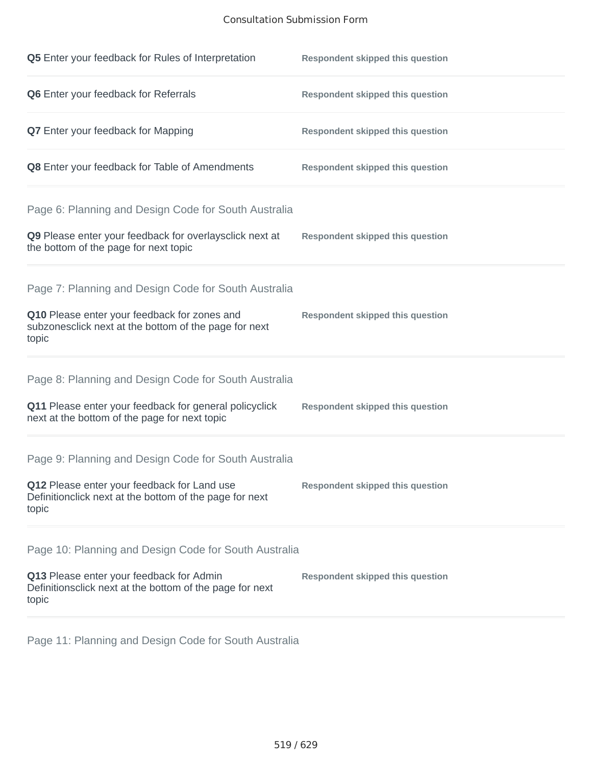**Q5** Enter your feedback for Rules of Interpretation — **Respondent skipped this question**

**Q6** Enter your feedback for Referrals — **Respondent skipped this question**

**Q7** Enter your feedback for Mapping — **Respondent skipped this question**

**Q8** Enter your feedback for Table of Amendments — **Respondent skipped this question**

## Page 6: Planning and Design Code for South Australia

**Q9** Please enter your feedback for overlaysclick next at the bottom of the page for next topic — **Respondent skipped this question**

## Page 7: Planning and Design Code for South Australia

**Q10** Please enter your feedback for zones and subzonesclick next at the bottom of the page for next topic — **Respondent skipped this question**

## Page 8: Planning and Design Code for South Australia

**Q11** Please enter your feedback for general policyclick next at the bottom of the page for next topic — **Respondent skipped this question**

## Page 9: Planning and Design Code for South Australia

**Q12** Please enter your feedback for Land use Definitionclick next at the bottom of the page for next topic — **Respondent skipped this question**

## Page 10: Planning and Design Code for South Australia

**Q13** Please enter your feedback for Admin Definitionsclick next at the bottom of the page for next topic — **Respondent skipped this question**

## Page 11: Planning and Design Code for South Australia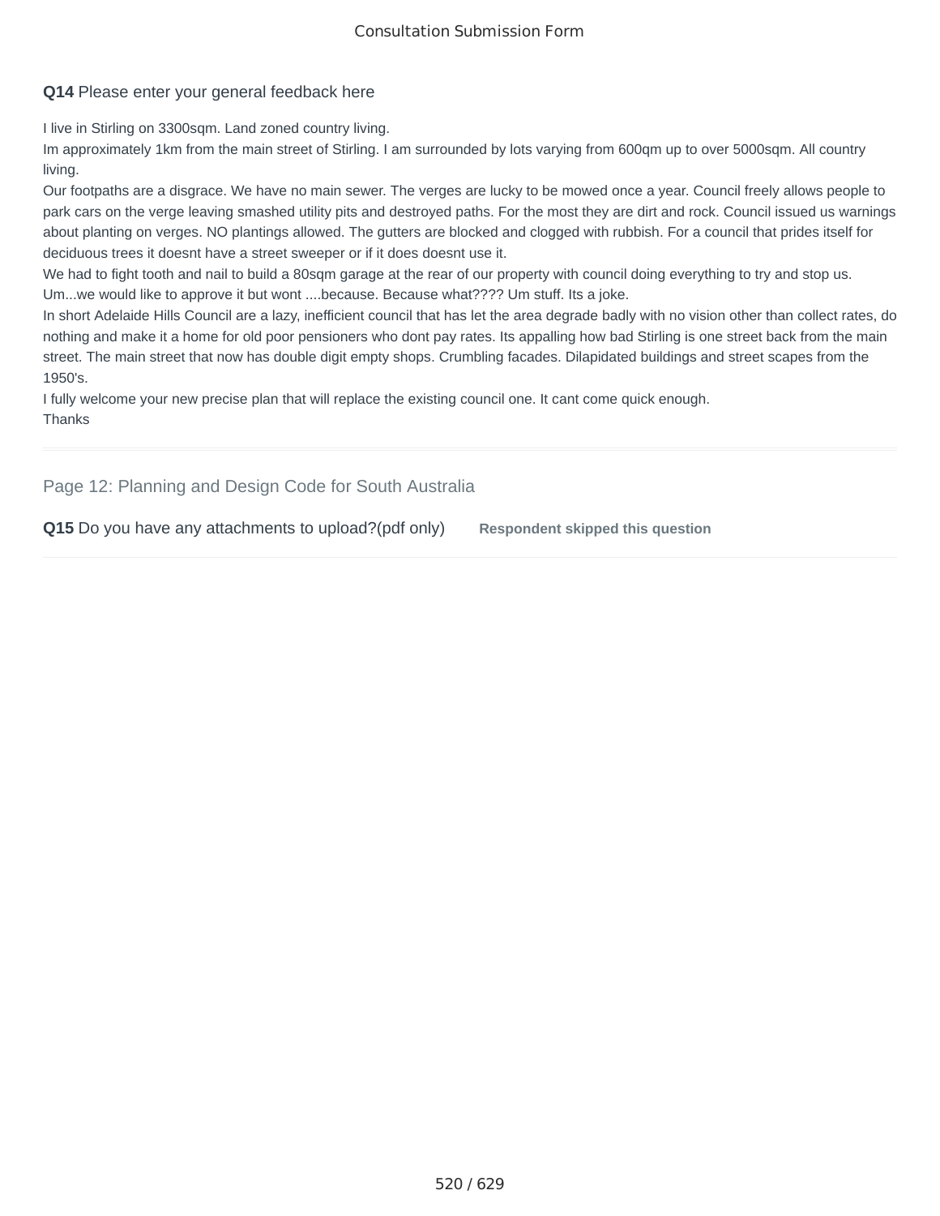**Q14** Please enter your general feedback here

I live in Stirling on 3300sqm. Land zoned country living.
Im approximately 1km from the main street of Stirling. I am surrounded by lots varying from 600qm up to over 5000sqm. All country living.
Our footpaths are a disgrace. We have no main sewer. The verges are lucky to be mowed once a year. Council freely allows people to park cars on the verge leaving smashed utility pits and destroyed paths. For the most they are dirt and rock. Council issued us warnings about planting on verges. NO plantings allowed. The gutters are blocked and clogged with rubbish. For a council that prides itself for deciduous trees it doesnt have a street sweeper or if it does doesnt use it.
We had to fight tooth and nail to build a 80sqm garage at the rear of our property with council doing everything to try and stop us. Um...we would like to approve it but wont ....because. Because what???? Um stuff. Its a joke.
In short Adelaide Hills Council are a lazy, inefficient council that has let the area degrade badly with no vision other than collect rates, do nothing and make it a home for old poor pensioners who dont pay rates. Its appalling how bad Stirling is one street back from the main street. The main street that now has double digit empty shops. Crumbling facades. Dilapidated buildings and street scapes from the 1950's.
I fully welcome your new precise plan that will replace the existing council one. It cant come quick enough.
Thanks

## Page 12: Planning and Design Code for South Australia

**Q15** Do you have any attachments to upload?(pdf only) **Respondent skipped this question**